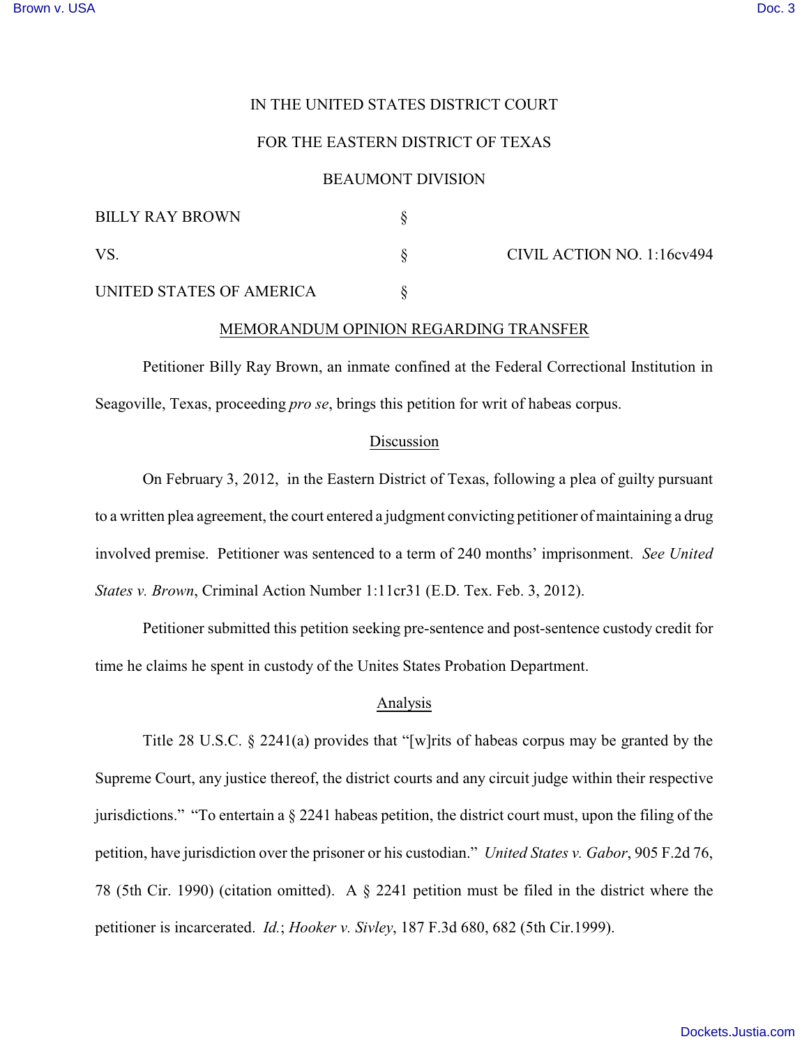IN THE UNITED STATES DISTRICT COURT

FOR THE EASTERN DISTRICT OF TEXAS

BEAUMONT DIVISION

| | | |
|---|---|---|
| BILLY RAY BROWN | § | |
| VS. | § | CIVIL ACTION NO. 1:16cv494 |
| UNITED STATES OF AMERICA | § | |

MEMORANDUM OPINION REGARDING TRANSFER

Petitioner Billy Ray Brown, an inmate confined at the Federal Correctional Institution in Seagoville, Texas, proceeding *pro se*, brings this petition for writ of habeas corpus.

Discussion

On February 3, 2012, in the Eastern District of Texas, following a plea of guilty pursuant to a written plea agreement, the court entered a judgment convicting petitioner of maintaining a drug involved premise. Petitioner was sentenced to a term of 240 months' imprisonment. *See United States v. Brown*, Criminal Action Number 1:11cr31 (E.D. Tex. Feb. 3, 2012).

Petitioner submitted this petition seeking pre-sentence and post-sentence custody credit for time he claims he spent in custody of the Unites States Probation Department.

Analysis

Title 28 U.S.C. § 2241(a) provides that "[w]rits of habeas corpus may be granted by the Supreme Court, any justice thereof, the district courts and any circuit judge within their respective jurisdictions." "To entertain a § 2241 habeas petition, the district court must, upon the filing of the petition, have jurisdiction over the prisoner or his custodian." *United States v. Gabor*, 905 F.2d 76, 78 (5th Cir. 1990) (citation omitted). A § 2241 petition must be filed in the district where the petitioner is incarcerated. *Id.*; *Hooker v. Sivley*, 187 F.3d 680, 682 (5th Cir.1999).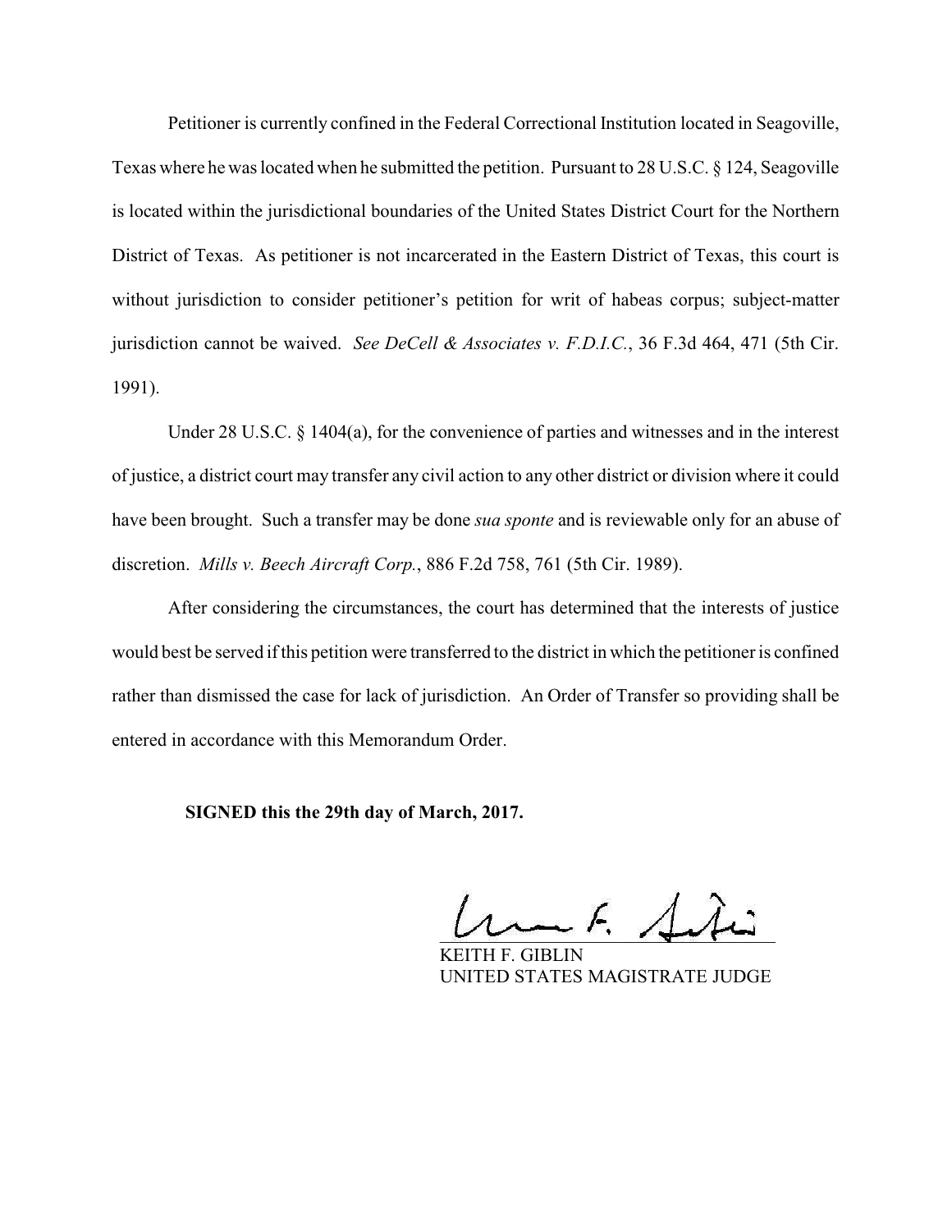Petitioner is currently confined in the Federal Correctional Institution located in Seagoville, Texas where he was located when he submitted the petition. Pursuant to 28 U.S.C. § 124, Seagoville is located within the jurisdictional boundaries of the United States District Court for the Northern District of Texas. As petitioner is not incarcerated in the Eastern District of Texas, this court is without jurisdiction to consider petitioner's petition for writ of habeas corpus; subject-matter jurisdiction cannot be waived. *See DeCell & Associates v. F.D.I.C.*, 36 F.3d 464, 471 (5th Cir. 1991).

Under 28 U.S.C. § 1404(a), for the convenience of parties and witnesses and in the interest of justice, a district court may transfer any civil action to any other district or division where it could have been brought. Such a transfer may be done *sua sponte* and is reviewable only for an abuse of discretion. *Mills v. Beech Aircraft Corp.*, 886 F.2d 758, 761 (5th Cir. 1989).

After considering the circumstances, the court has determined that the interests of justice would best be served if this petition were transferred to the district in which the petitioner is confined rather than dismissed the case for lack of jurisdiction. An Order of Transfer so providing shall be entered in accordance with this Memorandum Order.

**SIGNED this the 29th day of March, 2017.**

KEITH F. GIBLIN
UNITED STATES MAGISTRATE JUDGE